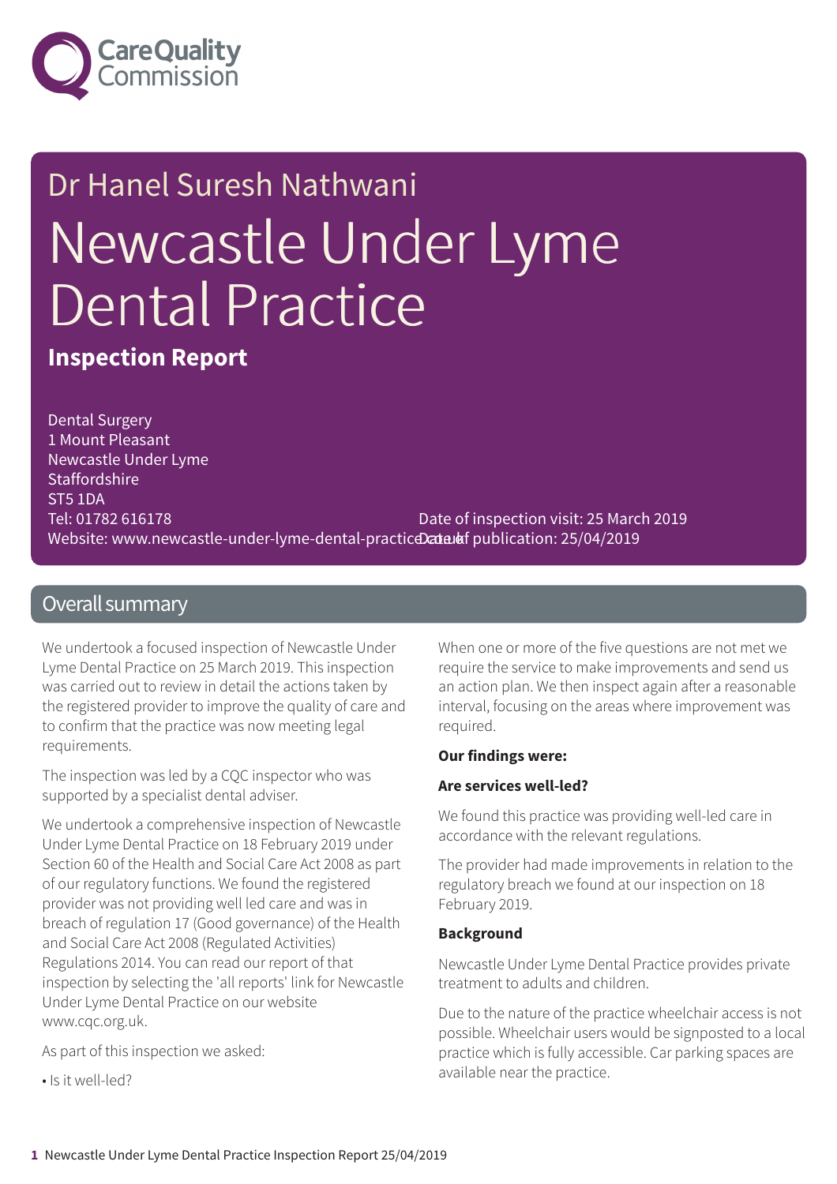Care Quality Commission

Dr Hanel Suresh Nathwani

# Newcastle Under Lyme Dental Practice

## Inspection Report

Dental Surgery
1 Mount Pleasant
Newcastle Under Lyme
Staffordshire
ST5 1DA
Tel: 01782 616178
Website: www.newcastle-under-lyme-dental-practice.co.uk

Date of inspection visit: 25 March 2019
Date of publication: 25/04/2019

## Overall summary

We undertook a focused inspection of Newcastle Under Lyme Dental Practice on 25 March 2019. This inspection was carried out to review in detail the actions taken by the registered provider to improve the quality of care and to confirm that the practice was now meeting legal requirements.

The inspection was led by a CQC inspector who was supported by a specialist dental adviser.

We undertook a comprehensive inspection of Newcastle Under Lyme Dental Practice on 18 February 2019 under Section 60 of the Health and Social Care Act 2008 as part of our regulatory functions. We found the registered provider was not providing well led care and was in breach of regulation 17 (Good governance) of the Health and Social Care Act 2008 (Regulated Activities) Regulations 2014. You can read our report of that inspection by selecting the 'all reports' link for Newcastle Under Lyme Dental Practice on our website www.cqc.org.uk.

As part of this inspection we asked:

- Is it well-led?

When one or more of the five questions are not met we require the service to make improvements and send us an action plan. We then inspect again after a reasonable interval, focusing on the areas where improvement was required.

**Our findings were:**

**Are services well-led?**

We found this practice was providing well-led care in accordance with the relevant regulations.

The provider had made improvements in relation to the regulatory breach we found at our inspection on 18 February 2019.

**Background**

Newcastle Under Lyme Dental Practice provides private treatment to adults and children.

Due to the nature of the practice wheelchair access is not possible. Wheelchair users would be signposted to a local practice which is fully accessible. Car parking spaces are available near the practice.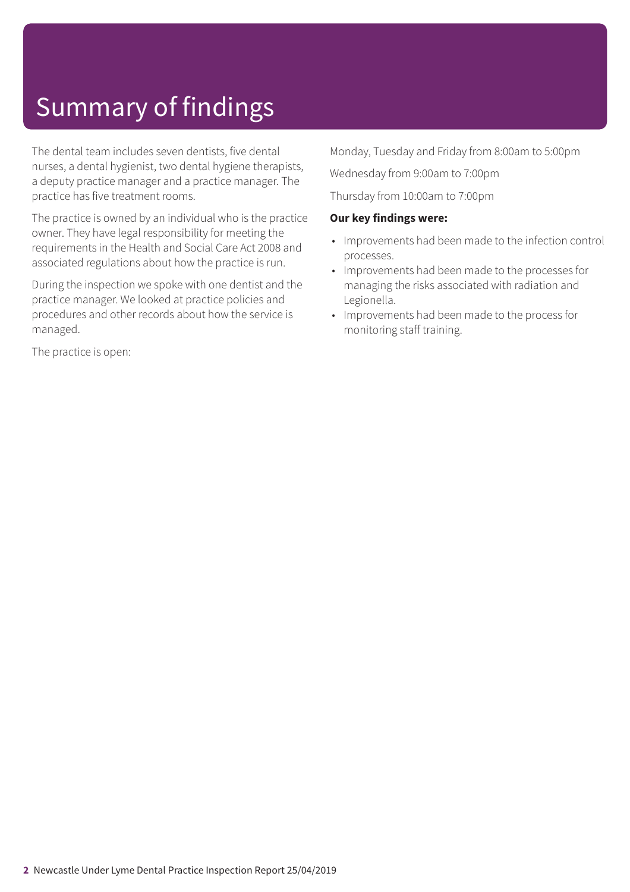# Summary of findings

The dental team includes seven dentists, five dental nurses, a dental hygienist, two dental hygiene therapists, a deputy practice manager and a practice manager. The practice has five treatment rooms.

The practice is owned by an individual who is the practice owner. They have legal responsibility for meeting the requirements in the Health and Social Care Act 2008 and associated regulations about how the practice is run.

During the inspection we spoke with one dentist and the practice manager. We looked at practice policies and procedures and other records about how the service is managed.

The practice is open:

Monday, Tuesday and Friday from 8:00am to 5:00pm

Wednesday from 9:00am to 7:00pm

Thursday from 10:00am to 7:00pm

**Our key findings were:**

- Improvements had been made to the infection control processes.
- Improvements had been made to the processes for managing the risks associated with radiation and Legionella.
- Improvements had been made to the process for monitoring staff training.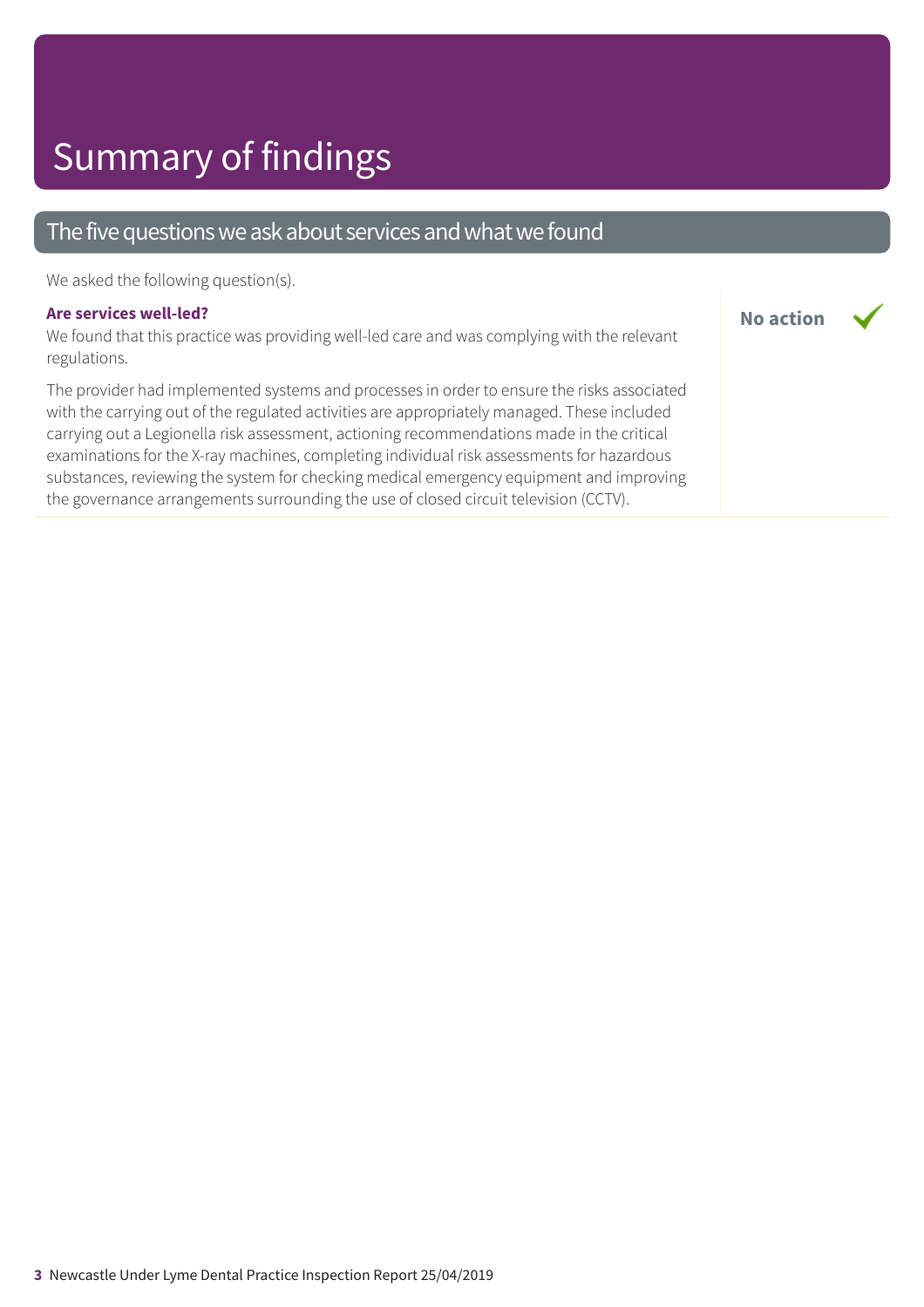# Summary of findings

## The five questions we ask about services and what we found

We asked the following question(s).

### Are services well-led?

**No action** ✓

We found that this practice was providing well-led care and was complying with the relevant regulations.

The provider had implemented systems and processes in order to ensure the risks associated with the carrying out of the regulated activities are appropriately managed. These included carrying out a Legionella risk assessment, actioning recommendations made in the critical examinations for the X-ray machines, completing individual risk assessments for hazardous substances, reviewing the system for checking medical emergency equipment and improving the governance arrangements surrounding the use of closed circuit television (CCTV).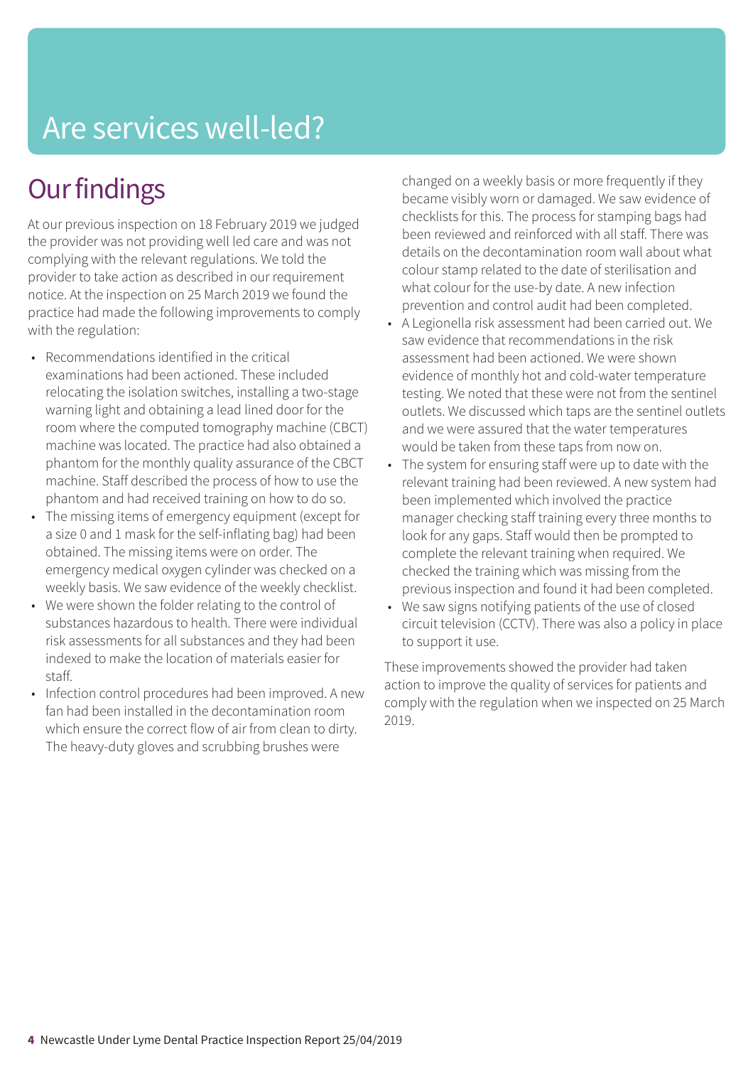# Are services well-led?

## Our findings

At our previous inspection on 18 February 2019 we judged the provider was not providing well led care and was not complying with the relevant regulations. We told the provider to take action as described in our requirement notice. At the inspection on 25 March 2019 we found the practice had made the following improvements to comply with the regulation:

- Recommendations identified in the critical examinations had been actioned. These included relocating the isolation switches, installing a two-stage warning light and obtaining a lead lined door for the room where the computed tomography machine (CBCT) machine was located. The practice had also obtained a phantom for the monthly quality assurance of the CBCT machine. Staff described the process of how to use the phantom and had received training on how to do so.
- The missing items of emergency equipment (except for a size 0 and 1 mask for the self-inflating bag) had been obtained. The missing items were on order. The emergency medical oxygen cylinder was checked on a weekly basis. We saw evidence of the weekly checklist.
- We were shown the folder relating to the control of substances hazardous to health. There were individual risk assessments for all substances and they had been indexed to make the location of materials easier for staff.
- Infection control procedures had been improved. A new fan had been installed in the decontamination room which ensure the correct flow of air from clean to dirty. The heavy-duty gloves and scrubbing brushes were changed on a weekly basis or more frequently if they became visibly worn or damaged. We saw evidence of checklists for this. The process for stamping bags had been reviewed and reinforced with all staff. There was details on the decontamination room wall about what colour stamp related to the date of sterilisation and what colour for the use-by date. A new infection prevention and control audit had been completed.
- A Legionella risk assessment had been carried out. We saw evidence that recommendations in the risk assessment had been actioned. We were shown evidence of monthly hot and cold-water temperature testing. We noted that these were not from the sentinel outlets. We discussed which taps are the sentinel outlets and we were assured that the water temperatures would be taken from these taps from now on.
- The system for ensuring staff were up to date with the relevant training had been reviewed. A new system had been implemented which involved the practice manager checking staff training every three months to look for any gaps. Staff would then be prompted to complete the relevant training when required. We checked the training which was missing from the previous inspection and found it had been completed.
- We saw signs notifying patients of the use of closed circuit television (CCTV). There was also a policy in place to support it use.

These improvements showed the provider had taken action to improve the quality of services for patients and comply with the regulation when we inspected on 25 March 2019.